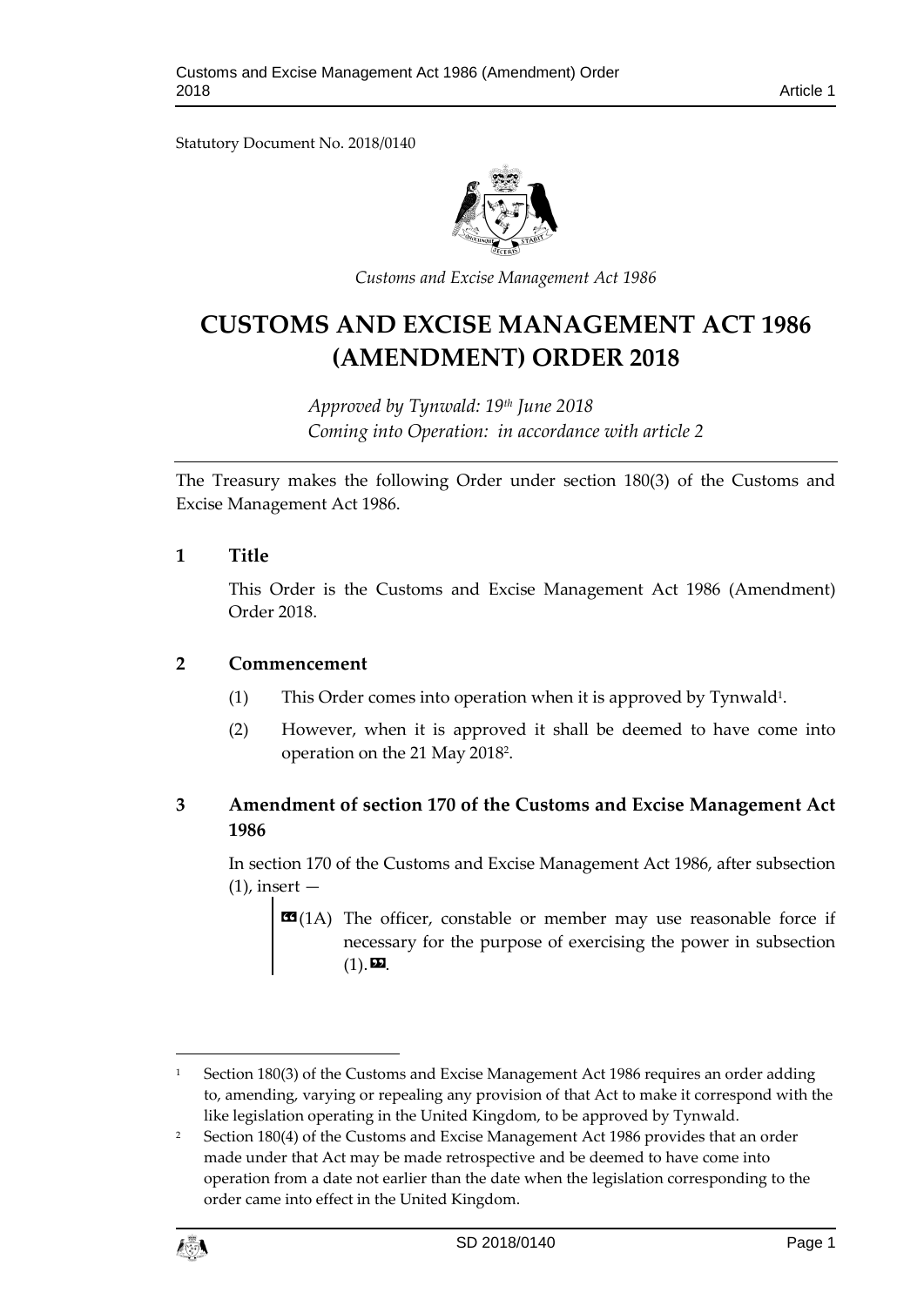Statutory Document No. 2018/0140

*Customs and Excise Management Act 1986*

# CUSTOMS AND EXCISE MANAGEMENT ACT 1986 (AMENDMENT) ORDER 2018

*Approved by Tynwald: 19th June 2018*
*Coming into Operation: in accordance with article 2*

The Treasury makes the following Order under section 180(3) of the Customs and Excise Management Act 1986.

## 1 Title

This Order is the Customs and Excise Management Act 1986 (Amendment) Order 2018.

## 2 Commencement

(1) This Order comes into operation when it is approved by Tynwald[1].

(2) However, when it is approved it shall be deemed to have come into operation on the 21 May 2018[2].

## 3 Amendment of section 170 of the Customs and Excise Management Act 1986

In section 170 of the Customs and Excise Management Act 1986, after subsection (1), insert —

> «(1A) The officer, constable or member may use reasonable force if necessary for the purpose of exercising the power in subsection (1).».

---

[1] Section 180(3) of the Customs and Excise Management Act 1986 requires an order adding to, amending, varying or repealing any provision of that Act to make it correspond with the like legislation operating in the United Kingdom, to be approved by Tynwald.

[2] Section 180(4) of the Customs and Excise Management Act 1986 provides that an order made under that Act may be made retrospective and be deemed to have come into operation from a date not earlier than the date when the legislation corresponding to the order came into effect in the United Kingdom.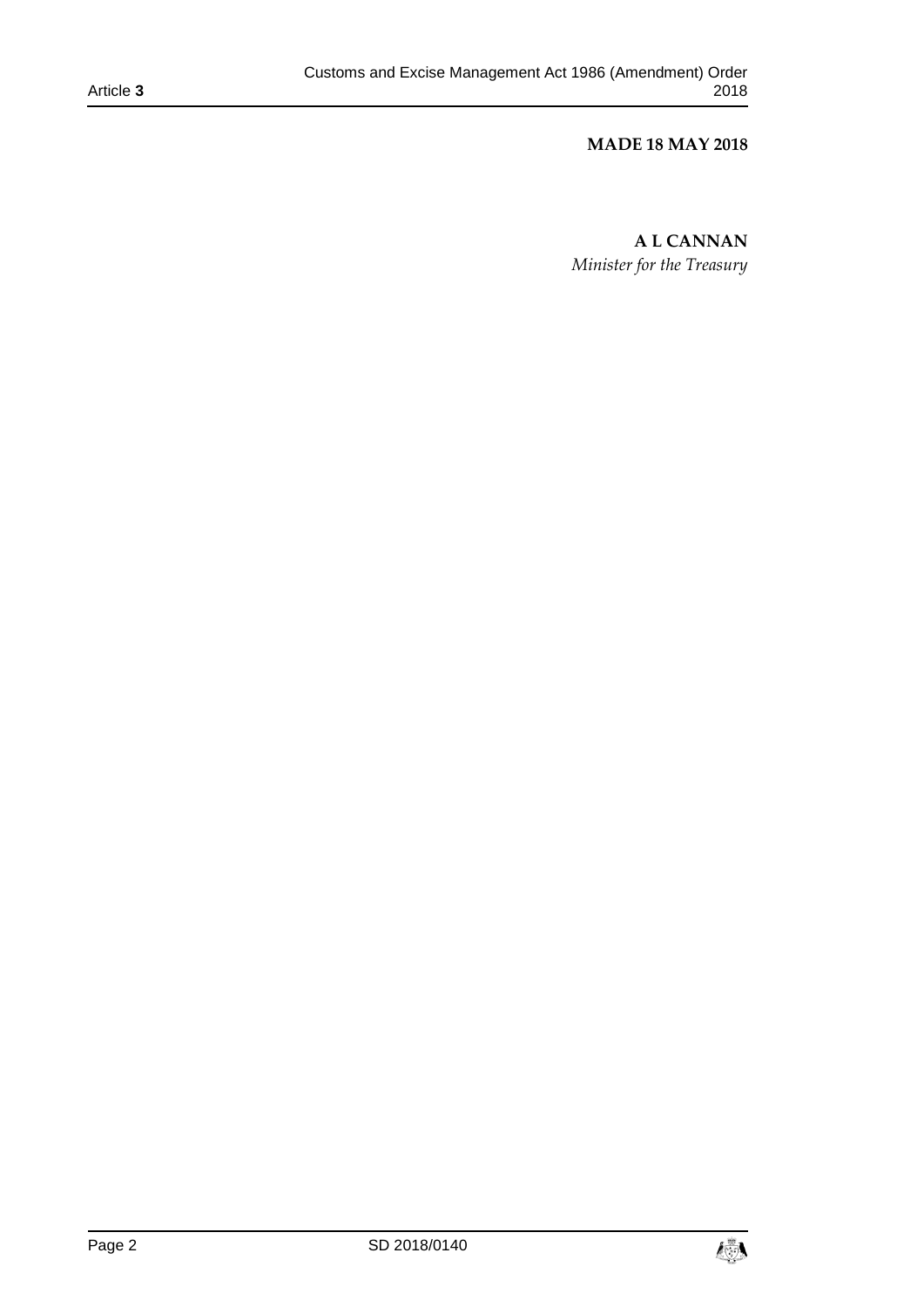**MADE 18 MAY 2018**

**A L CANNAN**

*Minister for the Treasury*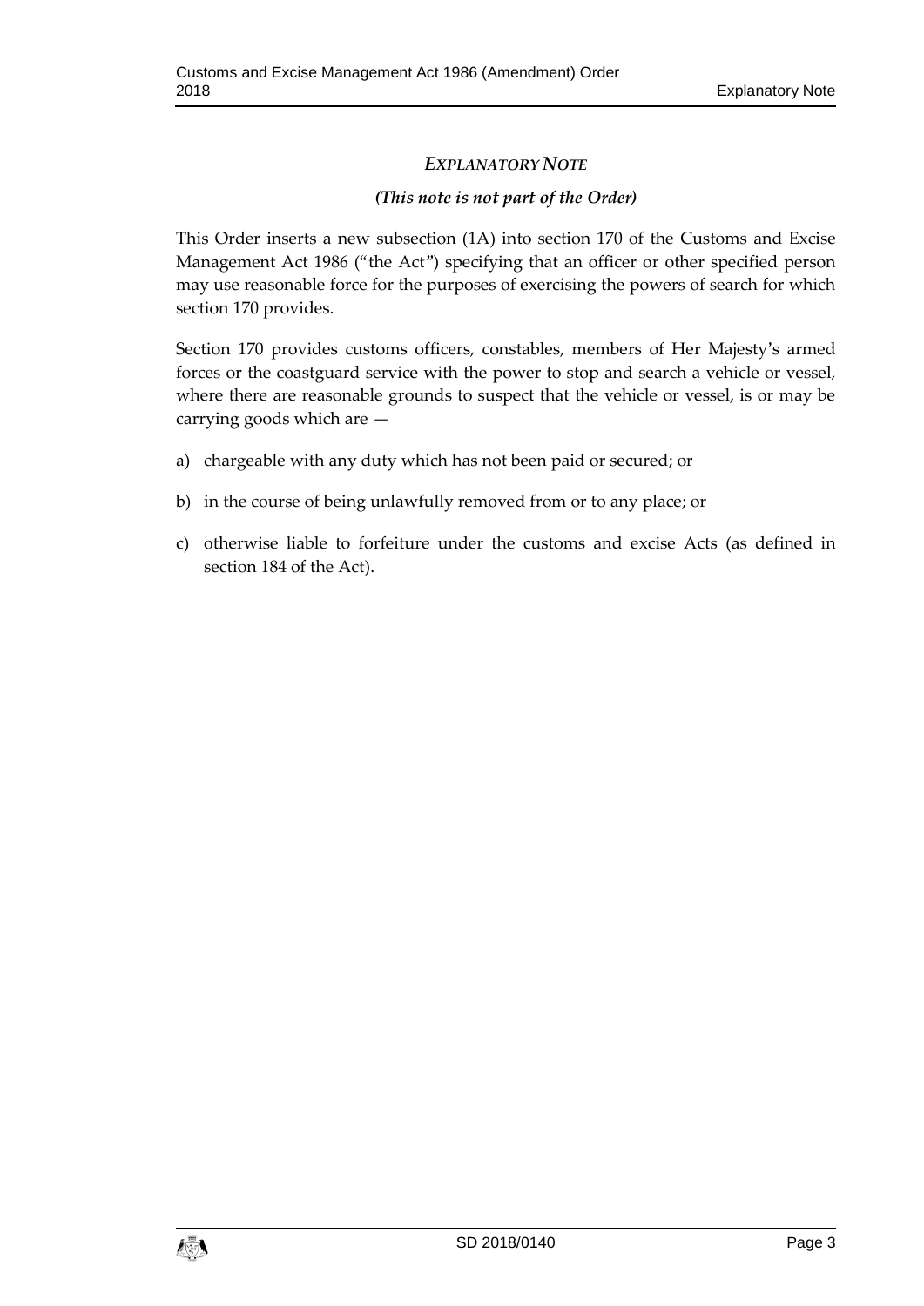## *EXPLANATORY NOTE*

***(This note is not part of the Order)***

This Order inserts a new subsection (1A) into section 170 of the Customs and Excise Management Act 1986 ("the Act") specifying that an officer or other specified person may use reasonable force for the purposes of exercising the powers of search for which section 170 provides.

Section 170 provides customs officers, constables, members of Her Majesty's armed forces or the coastguard service with the power to stop and search a vehicle or vessel, where there are reasonable grounds to suspect that the vehicle or vessel, is or may be carrying goods which are —

a) chargeable with any duty which has not been paid or secured; or

b) in the course of being unlawfully removed from or to any place; or

c) otherwise liable to forfeiture under the customs and excise Acts (as defined in section 184 of the Act).